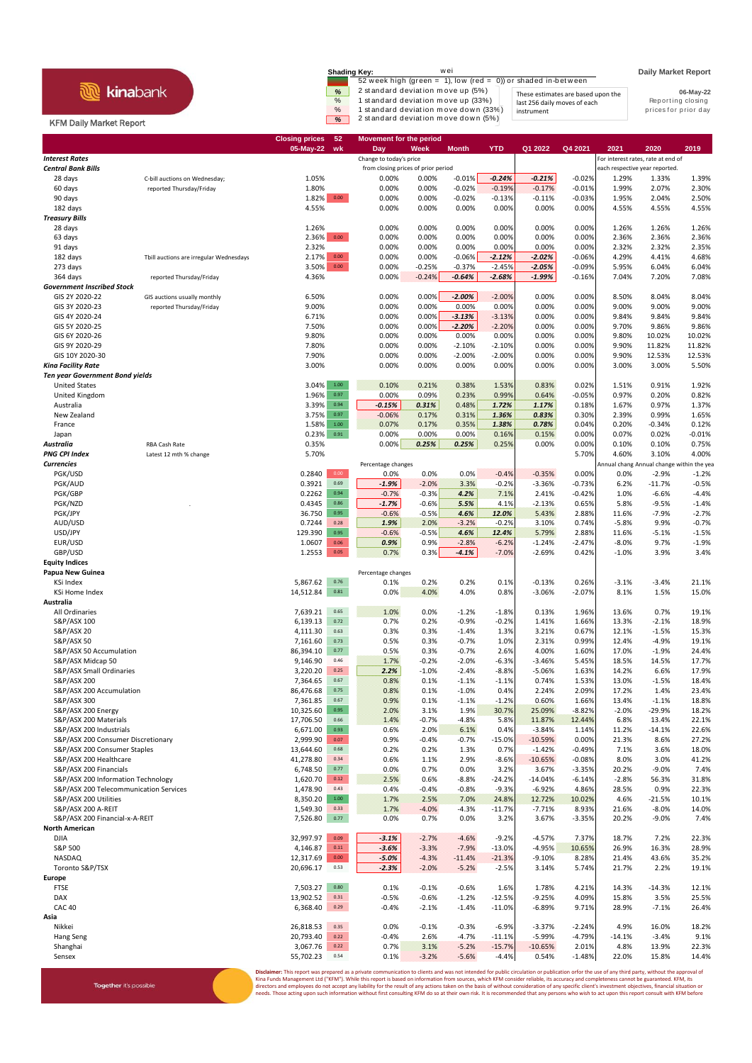kinabank

KFM Daily Market Report

**Shading Key:** wei

| | |
|---|---|
| | 52 week high (green = 1), low (red = 0)) or shaded in-between |
| % | 2 standard deviation move up (5%) |
| % | 1 standard deviation move up (33%) |
| % | 1 standard deviation move down (33%) |
| % | 2 standard deviation move down (5%) |

These estimates are based upon the last 256 daily moves of each instrument

**Daily Market Report**

06-May-22

Reporting closing prices for prior day

| | | Closing prices 05-May-22 | 52 wk | Day | Week | Month | YTD | Q1 2022 | Q4 2021 | 2021 | 2020 | 2019 |
|---|---|---|---|---|---|---|---|---|---|---|---|---|
| ***Interest Rates*** | | | | Change to today's price from closing prices of prior period | | | | | | For interest rates, rate at end of each respective year reported. | | |
| ***Central Bank Bills*** | | | | | | | | | | | | |
| 28 days | C-bill auctions on Wednesday; | 1.05% | | 0.00% | 0.00% | -0.01% | -0.24% | -0.21% | -0.02% | 1.29% | 1.33% | 1.39% |
| 60 days | reported Thursday/Friday | 1.80% | | 0.00% | 0.00% | -0.02% | -0.19% | -0.17% | -0.01% | 1.99% | 2.07% | 2.30% |
| 90 days | | 1.82% | 0.00 | 0.00% | 0.00% | -0.02% | -0.13% | -0.11% | -0.03% | 1.95% | 2.04% | 2.50% |
| 182 days | | 4.55% | | 0.00% | 0.00% | 0.00% | 0.00% | 0.00% | 0.00% | 4.55% | 4.55% | 4.55% |
| ***Treasury Bills*** | | | | | | | | | | | | |
| 28 days | | 1.26% | | 0.00% | 0.00% | 0.00% | 0.00% | 0.00% | 0.00% | 1.26% | 1.26% | 1.26% |
| 63 days | | 2.36% | 0.00 | 0.00% | 0.00% | 0.00% | 0.00% | 0.00% | 0.00% | 2.36% | 2.36% | 2.36% |
| 91 days | | 2.32% | | 0.00% | 0.00% | 0.00% | 0.00% | 0.00% | 0.00% | 2.32% | 2.32% | 2.35% |
| 182 days | Tbill auctions are irregular Wednesdays | 2.17% | 0.00 | 0.00% | 0.00% | -0.06% | -2.12% | -2.02% | -0.06% | 4.29% | 4.41% | 4.68% |
| 273 days | | 3.50% | 0.00 | 0.00% | -0.25% | -0.37% | -2.45% | -2.05% | -0.09% | 5.95% | 6.04% | 6.04% |
| 364 days | reported Thursday/Friday | 4.36% | | 0.00% | -0.24% | -0.64% | -2.68% | -1.99% | -0.16% | 7.04% | 7.20% | 7.08% |
| ***Government Inscribed Stock*** | | | | | | | | | | | | |
| GIS 2Y 2020-22 | GIS auctions usually monthly | 6.50% | | 0.00% | 0.00% | -2.00% | -2.00% | 0.00% | 0.00% | 8.50% | 8.04% | 8.04% |
| GIS 3Y 2020-23 | reported Thursday/Friday | 9.00% | | 0.00% | 0.00% | 0.00% | 0.00% | 0.00% | 0.00% | 9.00% | 9.00% | 9.00% |
| GIS 4Y 2020-24 | | 6.71% | | 0.00% | 0.00% | -3.13% | -3.13% | 0.00% | 0.00% | 9.84% | 9.84% | 9.84% |
| GIS 5Y 2020-25 | | 7.50% | | 0.00% | 0.00% | -2.20% | -2.20% | 0.00% | 0.00% | 9.70% | 9.86% | 9.86% |
| GIS 6Y 2020-26 | | 9.80% | | 0.00% | 0.00% | 0.00% | 0.00% | 0.00% | 0.00% | 9.80% | 10.02% | 10.02% |
| GIS 9Y 2020-29 | | 7.80% | | 0.00% | 0.00% | -2.10% | -2.10% | 0.00% | 0.00% | 9.90% | 11.82% | 11.82% |
| GIS 10Y 2020-30 | | 7.90% | | 0.00% | 0.00% | -2.00% | -2.00% | 0.00% | 0.00% | 9.90% | 12.53% | 12.53% |
| ***Kina Facility Rate*** | | 3.00% | | 0.00% | 0.00% | 0.00% | 0.00% | 0.00% | 0.00% | 3.00% | 3.00% | 5.50% |
| ***Ten year Government Bond yields*** | | | | | | | | | | | | |
| United States | | 3.04% | 1.00 | 0.10% | 0.21% | 0.38% | 1.53% | 0.83% | 0.02% | 1.51% | 0.91% | 1.92% |
| United Kingdom | | 1.96% | 0.97 | 0.00% | 0.09% | 0.23% | 0.99% | 0.64% | -0.05% | 0.97% | 0.20% | 0.82% |
| Australia | | 3.39% | 0.94 | -0.15% | 0.31% | 0.48% | 1.72% | 1.17% | 0.18% | 1.67% | 0.97% | 1.37% |
| New Zealand | | 3.75% | 0.97 | -0.06% | 0.17% | 0.31% | 1.36% | 0.83% | 0.30% | 2.39% | 0.99% | 1.65% |
| France | | 1.58% | 1.00 | 0.07% | 0.17% | 0.35% | 1.38% | 0.78% | 0.04% | 0.20% | -0.34% | 0.12% |
| Japan | | 0.23% | 0.91 | 0.00% | 0.00% | 0.00% | 0.16% | 0.15% | 0.00% | 0.07% | 0.02% | -0.01% |
| ***Australia*** | RBA Cash Rate | 0.35% | | 0.00% | 0.25% | 0.25% | 0.25% | 0.00% | 0.00% | 0.10% | 0.10% | 0.75% |
| ***PNG CPI Index*** | Latest 12 mth % change | 5.70% | | | | | | | 5.70% | 4.60% | 3.10% | 4.00% |
| ***Currencies*** | | | | Percentage changes | | | | | | Annual chang | Annual change within the yea | |
| PGK/USD | | 0.2840 | 0.00 | 0.0% | 0.0% | 0.0% | -0.4% | -0.35% | 0.00% | 0.0% | -2.9% | -1.2% |
| PGK/AUD | | 0.3921 | 0.69 | -1.9% | -2.0% | 3.3% | -0.2% | -3.36% | -0.73% | 6.2% | -11.7% | -0.5% |
| PGK/GBP | | 0.2262 | 0.94 | -0.7% | -0.3% | 4.2% | 7.1% | 2.41% | -0.42% | 1.0% | -6.6% | -4.4% |
| PGK/NZD | | 0.4345 | 0.86 | -1.7% | -0.6% | 5.5% | 4.1% | -2.13% | 0.65% | 5.8% | -9.5% | -1.4% |
| PGK/JPY | | 36.750 | 0.95 | -0.6% | -0.5% | 4.6% | 12.0% | 5.43% | 2.88% | 11.6% | -7.9% | -2.7% |
| AUD/USD | | 0.7244 | 0.28 | 1.9% | 2.0% | -3.2% | -0.2% | 3.10% | 0.74% | -5.8% | 9.9% | -0.7% |
| USD/JPY | | 129.390 | 0.95 | -0.6% | -0.5% | 4.6% | 12.4% | 5.79% | 2.88% | 11.6% | -5.1% | -1.5% |
| EUR/USD | | 1.0607 | 0.06 | 0.9% | 0.9% | -2.8% | -6.2% | -1.24% | -2.47% | -8.0% | 9.7% | -1.9% |
| GBP/USD | | 1.2553 | 0.05 | 0.7% | 0.3% | -4.1% | -7.0% | -2.69% | 0.42% | -1.0% | 3.9% | 3.4% |
| **Equity Indices** | | | | | | | | | | | | |
| **Papua New Guinea** | | | | Percentage changes | | | | | | | | |
| KSi Index | | 5,867.62 | 0.76 | 0.1% | 0.2% | 0.2% | 0.1% | -0.13% | 0.26% | -3.1% | -3.4% | 21.1% |
| KSi Home Index | | 14,512.84 | 0.81 | 0.0% | 4.0% | 4.0% | 0.8% | -3.06% | -2.07% | 8.1% | 1.5% | 15.0% |
| **Australia** | | | | | | | | | | | | |
| All Ordinaries | | 7,639.21 | 0.65 | 1.0% | 0.0% | -1.2% | -1.8% | 0.13% | 1.96% | 13.6% | 0.7% | 19.1% |
| S&P/ASX 100 | | 6,139.13 | 0.72 | 0.7% | 0.2% | -0.9% | -0.2% | 1.41% | 1.66% | 13.3% | -2.1% | 18.9% |
| S&P/ASX 20 | | 4,111.30 | 0.63 | 0.3% | 0.3% | -1.4% | 1.3% | 3.21% | 0.67% | 12.1% | -1.5% | 15.3% |
| S&P/ASX 50 | | 7,161.60 | 0.73 | 0.5% | 0.3% | -0.7% | 1.0% | 2.31% | 0.99% | 12.4% | -4.9% | 19.1% |
| S&P/ASX 50 Accumulation | | 86,394.10 | 0.77 | 0.5% | 0.3% | -0.7% | 2.6% | 4.00% | 1.60% | 17.0% | -1.9% | 24.4% |
| S&P/ASX Midcap 50 | | 9,146.90 | 0.46 | 1.7% | -0.2% | -2.0% | -6.3% | -3.46% | 5.45% | 18.5% | 14.5% | 17.7% |
| S&P/ASX Small Ordinaries | | 3,220.20 | 0.25 | 2.2% | -1.0% | -2.4% | -8.8% | -5.06% | 1.63% | 14.2% | 6.6% | 17.9% |
| S&P/ASX 200 | | 7,364.65 | 0.67 | 0.8% | 0.1% | -1.1% | -1.1% | 0.74% | 1.53% | 13.0% | -1.5% | 18.4% |
| S&P/ASX 200 Accumulation | | 86,476.68 | 0.75 | 0.8% | 0.1% | -1.0% | 0.4% | 2.24% | 2.09% | 17.2% | 1.4% | 23.4% |
| S&P/ASX 300 | | 7,361.85 | 0.67 | 0.9% | 0.1% | -1.1% | -1.2% | 0.60% | 1.66% | 13.4% | -1.1% | 18.8% |
| S&P/ASX 200 Energy | | 10,325.60 | 0.95 | 2.0% | 3.1% | 1.9% | 30.7% | 25.09% | -8.82% | -2.0% | -29.9% | 18.2% |
| S&P/ASX 200 Materials | | 17,706.50 | 0.66 | 1.4% | -0.7% | -4.8% | 5.8% | 11.87% | 12.44% | 6.8% | 13.4% | 22.1% |
| S&P/ASX 200 Industrials | | 6,671.00 | 0.93 | 0.6% | 2.0% | 6.1% | 0.4% | -3.84% | 1.14% | 11.2% | -14.1% | 22.6% |
| S&P/ASX 200 Consumer Discretionary | | 2,999.90 | 0.07 | 0.9% | -0.4% | -0.7% | -15.0% | -10.59% | 0.00% | 21.3% | 8.6% | 27.2% |
| S&P/ASX 200 Consumer Staples | | 13,644.60 | 0.68 | 0.2% | 0.2% | 1.3% | 0.7% | -1.42% | -0.49% | 7.1% | 3.6% | 18.0% |
| S&P/ASX 200 Healthcare | | 41,278.80 | 0.34 | 0.6% | 1.1% | 2.9% | -8.6% | -10.65% | -0.08% | 8.0% | 3.0% | 41.2% |
| S&P/ASX 200 Financials | | 6,748.50 | 0.77 | 0.0% | 0.7% | 0.0% | 3.2% | 3.67% | -3.35% | 20.2% | -9.0% | 7.4% |
| S&P/ASX 200 Information Technology | | 1,620.70 | 0.12 | 2.5% | 0.6% | -8.8% | -24.2% | -14.04% | -6.14% | -2.8% | 56.3% | 31.8% |
| S&P/ASX 200 Telecommunication Services | | 1,478.90 | 0.43 | 0.4% | -0.4% | -0.8% | -9.3% | -6.92% | 4.86% | 28.5% | 0.9% | 22.3% |
| S&P/ASX 200 Utilities | | 8,350.20 | 1.00 | 1.7% | 2.5% | 7.0% | 24.8% | 12.72% | 10.02% | 4.6% | -21.5% | 10.1% |
| S&P/ASX 200 A-REIT | | 1,549.30 | 0.33 | 1.7% | -4.0% | -4.3% | -11.7% | -7.71% | 8.93% | 21.6% | -8.0% | 14.0% |
| S&P/ASX 200 Financial-x-A-REIT | | 7,526.80 | 0.77 | 0.0% | 0.7% | 0.0% | 3.2% | 3.67% | -3.35% | 20.2% | -9.0% | 7.4% |
| **North American** | | | | | | | | | | | | |
| DJIA | | 32,997.97 | 0.09 | -3.1% | -2.7% | -4.6% | -9.2% | -4.57% | 7.37% | 18.7% | 7.2% | 22.3% |
| S&P 500 | | 4,146.87 | 0.11 | -3.6% | -3.3% | -7.9% | -13.0% | -4.95% | 10.65% | 26.9% | 16.3% | 28.9% |
| NASDAQ | | 12,317.69 | 0.00 | -5.0% | -4.3% | -11.4% | -21.3% | -9.10% | 8.28% | 21.4% | 43.6% | 35.2% |
| Toronto S&P/TSX | | 20,696.17 | 0.53 | -2.3% | -2.0% | -5.2% | -2.5% | 3.14% | 5.74% | 21.7% | 2.2% | 19.1% |
| **Europe** | | | | | | | | | | | | |
| FTSE | | 7,503.27 | 0.80 | 0.1% | -0.1% | -0.6% | 1.6% | 1.78% | 4.21% | 14.3% | -14.3% | 12.1% |
| DAX | | 13,902.52 | 0.31 | -0.5% | -0.6% | -1.2% | -12.5% | -9.25% | 4.09% | 15.8% | 3.5% | 25.5% |
| CAC 40 | | 6,368.40 | 0.29 | -0.4% | -2.1% | -1.4% | -11.0% | -6.89% | 9.71% | 28.9% | -7.1% | 26.4% |
| **Asia** | | | | | | | | | | | | |
| Nikkei | | 26,818.53 | 0.35 | 0.0% | -0.1% | -0.3% | -6.9% | -3.37% | -2.24% | 4.9% | 16.0% | 18.2% |
| Hang Seng | | 20,793.40 | 0.22 | -0.4% | 2.6% | -4.7% | -11.1% | -5.99% | -4.79% | -14.1% | -3.4% | 9.1% |
| Shanghai | | 3,067.76 | 0.22 | 0.7% | 3.1% | -5.2% | -15.7% | -10.65% | 2.01% | 4.8% | 13.9% | 22.3% |
| Sensex | | 55,702.23 | 0.54 | 0.1% | -3.2% | -5.6% | -4.4% | 0.54% | -1.48% | 22.0% | 15.8% | 14.4% |

Together it's possible

**Disclaimer:** This report was prepared as a private communication to clients and was not intended for public circulation or publication orfor the use of any third party, without the approval of Kina Funds Management Ltd ("KFM"). While this report is based on information from sources, which KFM consider reliable, its accuracy and completeness cannot be guaranteed. KFM, its directors and employees do not accept any liability for the result of any actions taken on the basis of without consideration of any specific client's investment objectives, financial situation or needs. Those acting upon such information without first consulting KFM do so at their own risk. It is recommended that any persons who wish to act upon this report consult with KFM before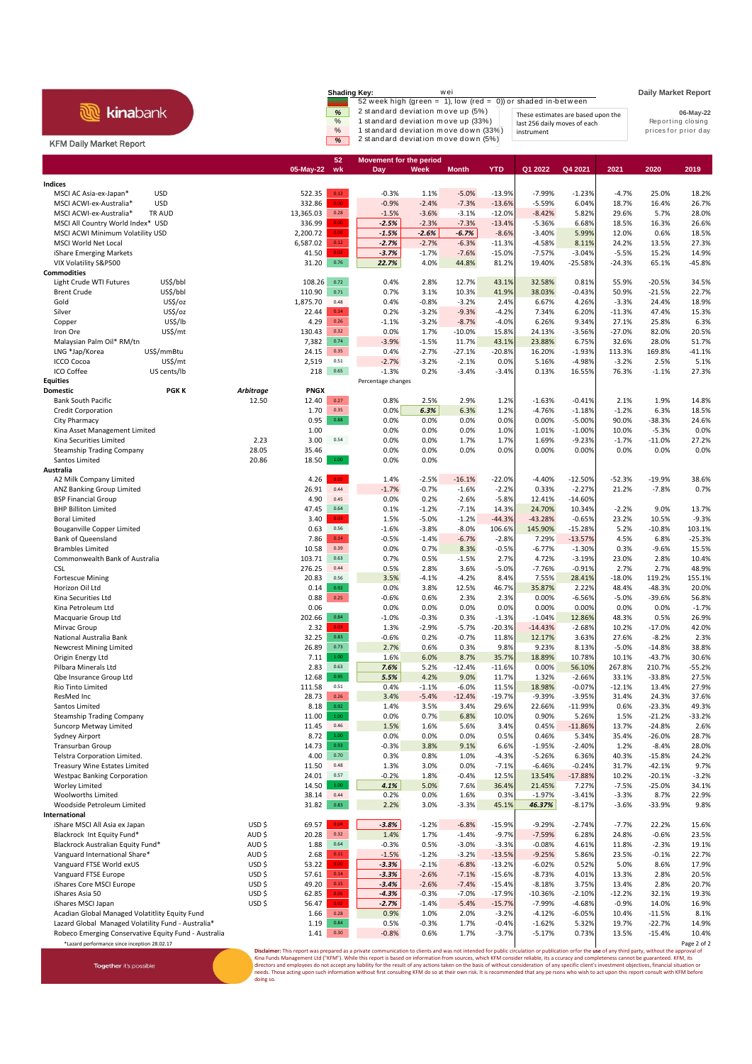KFM Daily Market Report

**Shading Key:**

- 52 week high (green = 1), low (red = 0)) or shaded in-between
- % 2 standard deviation move up (5%)
- % 1 standard deviation move up (33%)
- % 1 standard deviation move down (33%)
- % 2 standard deviation move down (5%)

These estimates are based upon the last 256 daily moves of each instrument

**Daily Market Report**

06-May-22

Reporting closing prices for prior day

| | | | 05-May-22 | 52 wk | Day | Week | Month | YTD | Q1 2022 | Q4 2021 | 2021 | 2020 | 2019 |
|---|---|---|---|---|---|---|---|---|---|---|---|---|---|
| | | | | | Movement for the period | | | | | | | | |
| **Indices** | | | | | | | | | | | | | |
| MSCI AC Asia-ex-Japan* | USD | | 522.35 | 0.12 | -0.3% | 1.1% | -5.0% | -13.9% | -7.99% | -1.23% | -4.7% | 25.0% | 18.2% |
| MSCI ACWI-ex-Australia* | USD | | 332.86 | 0.00 | -0.9% | -2.4% | -7.3% | -13.6% | -5.59% | 6.04% | 18.7% | 16.4% | 26.7% |
| MSCI ACWI-ex-Australia* | TR AUD | | 13,365.03 | 0.28 | -1.5% | -3.6% | -3.1% | -12.0% | -8.42% | 5.82% | 29.6% | 5.7% | 28.0% |
| MSCI All Country World Index* | USD | | 336.99 | 0.00 | -2.5% | -2.3% | -7.3% | -13.4% | -5.36% | 6.68% | 18.5% | 16.3% | 26.6% |
| MSCI ACWI Minimum Volatility | USD | | 2,200.72 | 0.00 | -1.5% | -2.6% | -6.7% | -8.6% | -3.40% | 5.99% | 12.0% | 0.6% | 18.5% |
| MSCI World Net Local | | | 6,587.02 | 0.12 | -2.7% | -2.7% | -6.3% | -11.3% | -4.58% | 8.11% | 24.2% | 13.5% | 27.3% |
| iShare Emerging Markets | | | 41.50 | 0.03 | -3.7% | -1.7% | -7.6% | -15.0% | -7.57% | -3.04% | -5.5% | 15.2% | 14.9% |
| VIX Volatility S&P500 | | | 31.20 | 0.76 | 22.7% | 4.0% | 44.8% | 81.2% | 19.40% | -25.58% | -24.3% | 65.1% | -45.8% |
| **Commodities** | | | | | | | | | | | | | |
| Light Crude WTI Futures | US$/bbl | | 108.26 | 0.72 | 0.4% | 2.8% | 12.7% | 43.1% | 32.58% | 0.81% | 55.9% | -20.5% | 34.5% |
| Brent Crude | US$/bbl | | 110.90 | 0.71 | 0.7% | 3.1% | 10.3% | 41.9% | 38.03% | -0.43% | 50.9% | -21.5% | 22.7% |
| Gold | US$/oz | | 1,875.70 | 0.48 | 0.4% | -0.8% | -3.2% | 2.4% | 6.67% | 4.26% | -3.3% | 24.4% | 18.9% |
| Silver | US$/oz | | 22.44 | 0.14 | 0.2% | -3.2% | -9.3% | -4.2% | 7.34% | 6.20% | -11.3% | 47.4% | 15.3% |
| Copper | US$/lb | | 4.29 | 0.26 | -1.1% | -3.2% | -8.7% | -4.0% | 6.26% | 9.34% | 27.1% | 25.8% | 6.3% |
| Iron Ore | US$/mt | | 130.43 | 0.32 | 0.0% | 1.7% | -10.0% | 15.8% | 24.13% | -3.56% | -27.0% | 82.0% | 20.5% |
| Malaysian Palm Oil* RM/tn | | | 7,382 | 0.74 | -3.9% | -1.5% | 11.7% | 43.1% | 23.88% | 6.75% | 32.6% | 28.0% | 51.7% |
| LNG *Jap/Korea | US$/mmBtu | | 24.15 | 0.35 | 0.4% | -2.7% | -27.1% | -20.8% | 16.20% | -1.93% | 113.3% | 169.8% | -41.1% |
| ICCO Cocoa | US$/mt | | 2,519 | 0.51 | -2.7% | -3.2% | -2.1% | 0.0% | 5.16% | -4.98% | -3.2% | 2.5% | 5.1% |
| ICO Coffee | US cents/lb | | 218 | 0.65 | -1.3% | 0.2% | -3.4% | -3.4% | 0.13% | 16.55% | 76.3% | -1.1% | 27.3% |
| **Equities** | | | | | Percentage changes | | | | | | | | |
| **Domestic** | **PGK K** | ***Arbitrage*** | **PNGX** | | | | | | | | | | |
| Bank South Pacific | | 12.50 | 12.40 | 0.27 | 0.8% | 2.5% | 2.9% | 1.2% | -1.63% | -0.41% | 2.1% | 1.9% | 14.8% |
| Credit Corporation | | | 1.70 | 0.35 | 0.0% | 6.3% | 6.3% | 1.2% | -4.76% | -1.18% | -1.2% | 6.3% | 18.5% |
| City Pharmacy | | | 0.95 | 0.88 | 0.0% | 0.0% | 0.0% | 0.0% | 0.00% | -5.00% | 90.0% | -38.3% | 24.6% |
| Kina Asset Management Limited | | | 1.00 | | 0.0% | 0.0% | 0.0% | 1.0% | 1.01% | -1.00% | 10.0% | -5.3% | 0.0% |
| Kina Securities Limited | | 2.23 | 3.00 | 0.54 | 0.0% | 0.0% | 1.7% | 1.7% | 1.69% | -9.23% | -1.7% | -11.0% | 27.2% |
| Steamship Trading Company | | 28.05 | 35.46 | | 0.0% | 0.0% | 0.0% | 0.0% | 0.00% | 0.00% | 0.0% | 0.0% | 0.0% |
| Santos Limited | | 20.86 | 18.50 | 1.00 | 0.0% | 0.0% | | | | | | | |
| **Australia** | | | | | | | | | | | | | |
| A2 Milk Company Limited | | | 4.26 | 0.02 | 1.4% | -2.5% | -16.1% | -22.0% | -4.40% | -12.50% | -52.3% | -19.9% | 38.6% |
| ANZ Banking Group Limited | | | 26.91 | 0.44 | -1.7% | -0.7% | -1.6% | -2.2% | 0.33% | -2.27% | 21.2% | -7.8% | 0.7% |
| BSP Financial Group | | | 4.90 | 0.45 | 0.0% | 0.2% | -2.6% | -5.8% | 12.41% | -14.60% | | | |
| BHP Billiton Limited | | | 47.45 | 0.64 | 0.1% | -1.2% | -7.1% | 14.3% | 24.70% | 10.34% | -2.2% | 9.0% | 13.7% |
| Boral Limited | | | 3.40 | 0.03 | 1.5% | -5.0% | -1.2% | -44.3% | -43.28% | -0.65% | 23.2% | 10.5% | -9.3% |
| Bouganville Copper Limited | | | 0.63 | 0.56 | -1.6% | -3.8% | -8.0% | 106.6% | 145.90% | -15.28% | 5.2% | -10.8% | 103.1% |
| Bank of Queensland | | | 7.86 | 0.14 | -0.5% | -1.4% | -6.7% | -2.8% | 7.29% | -13.57% | 4.5% | 6.8% | -25.3% |
| Brambles Limited | | | 10.58 | 0.39 | 0.0% | 0.7% | 8.3% | -0.5% | -6.77% | -1.30% | 0.3% | -9.6% | 15.5% |
| Commonwealth Bank of Australia | | | 103.71 | 0.63 | 0.7% | 0.5% | -1.5% | 2.7% | 4.72% | -3.19% | 23.0% | 2.8% | 10.4% |
| CSL | | | 276.25 | 0.44 | 0.5% | 2.8% | 3.6% | -5.0% | -7.76% | -0.91% | 2.7% | 2.7% | 48.9% |
| Fortescue Mining | | | 20.83 | 0.56 | 3.5% | -4.1% | -4.2% | 8.4% | 7.55% | 28.41% | -18.0% | 119.2% | 155.1% |
| Horizon Oil Ltd | | | 0.14 | 0.92 | 0.0% | 3.8% | 12.5% | 46.7% | 35.87% | 2.22% | 48.4% | -48.3% | 20.0% |
| Kina Securities Ltd | | | 0.88 | 0.25 | -0.6% | 0.6% | 2.3% | 2.3% | 0.00% | -6.56% | -5.0% | -39.6% | 56.8% |
| Kina Petroleum Ltd | | | 0.06 | | 0.0% | 0.0% | 0.0% | 0.0% | 0.00% | 0.00% | 0.0% | 0.0% | -1.7% |
| Macquarie Group Ltd | | | 202.66 | 0.84 | -1.0% | -0.3% | 0.3% | -1.3% | -1.04% | 12.86% | 48.3% | 0.5% | 26.9% |
| Mirvac Group | | | 2.32 | 0.03 | 1.3% | -2.9% | -5.7% | -20.3% | -14.43% | -2.68% | 10.2% | -17.0% | 42.0% |
| National Australia Bank | | | 32.25 | 0.83 | -0.6% | 0.2% | -0.7% | 11.8% | 12.17% | 3.63% | 27.6% | -8.2% | 2.3% |
| Newcrest Mining Limited | | | 26.89 | 0.73 | 2.7% | 0.6% | 0.3% | 9.8% | 9.23% | 8.13% | -5.0% | -14.8% | 38.8% |
| Origin Energy Ltd | | | 7.11 | 1.00 | 1.6% | 6.0% | 8.7% | 35.7% | 18.89% | 10.78% | 10.1% | -43.7% | 30.6% |
| Pilbara Minerals Ltd | | | 2.83 | 0.63 | 7.6% | 5.2% | -12.4% | -11.6% | 0.00% | 56.10% | 267.8% | 210.7% | -55.2% |
| Qbe Insurance Group Ltd | | | 12.68 | 0.95 | 5.5% | 4.2% | 9.0% | 11.7% | 1.32% | -2.66% | 33.1% | -33.8% | 27.5% |
| Rio Tinto Limited | | | 111.58 | 0.51 | 0.4% | -1.1% | -6.0% | 11.5% | 18.98% | -0.07% | -12.1% | 13.4% | 27.9% |
| ResMed Inc | | | 28.73 | 0.26 | 3.4% | -5.4% | -12.4% | -19.7% | -9.39% | -3.95% | 31.4% | 24.3% | 37.6% |
| Santos Limited | | | 8.18 | 0.92 | 1.4% | 3.5% | 3.4% | 29.6% | 22.66% | -11.99% | 0.6% | -23.3% | 49.3% |
| Steamship Trading Company | | | 11.00 | 1.00 | 0.0% | 0.7% | 6.8% | 10.0% | 0.90% | 5.26% | 1.5% | -21.2% | -33.2% |
| Suncorp Metway Limited | | | 11.45 | 0.46 | 1.5% | 1.6% | 5.6% | 3.4% | 0.45% | -11.86% | 13.7% | -24.8% | 2.6% |
| Sydney Airport | | | 8.72 | 1.00 | 0.0% | 0.0% | 0.0% | 0.5% | 0.46% | 5.34% | 35.4% | -26.0% | 28.7% |
| Transurban Group | | | 14.73 | 0.93 | -0.3% | 3.8% | 9.1% | 6.6% | -1.95% | -2.40% | 1.2% | -8.4% | 28.0% |
| Telstra Corporation Limited. | | | 4.00 | 0.70 | 0.3% | 0.8% | 1.0% | -4.3% | -5.26% | 6.36% | 40.3% | -15.8% | 24.2% |
| Treasury Wine Estates Limited | | | 11.50 | 0.48 | 1.3% | 3.0% | 0.0% | -7.1% | -6.46% | -0.24% | 31.7% | -42.1% | 9.7% |
| Westpac Banking Corporation | | | 24.01 | 0.57 | -0.2% | 1.8% | -0.4% | 12.5% | 13.54% | -17.88% | 10.2% | -20.1% | -3.2% |
| Worley Limited | | | 14.50 | 1.00 | 4.1% | 5.0% | 7.6% | 36.4% | 21.45% | 7.27% | -7.5% | -25.0% | 34.1% |
| Woolworths Limited | | | 38.14 | 0.44 | 0.2% | 0.0% | 1.6% | 0.3% | -1.97% | -3.41% | -3.3% | 8.7% | 22.9% |
| Woodside Petroleum Limited | | | 31.82 | 0.83 | 2.2% | 3.0% | -3.3% | 45.1% | 46.37% | -8.17% | -3.6% | -33.9% | 9.8% |
| **International** | | | | | | | | | | | | | |
| iShare MSCI All Asia ex Japan | | USD $ | 69.57 | 0.04 | -3.8% | -1.2% | -6.8% | -15.9% | -9.29% | -2.74% | -7.7% | 22.2% | 15.6% |
| Blackrock Int Equity Fund* | | AUD $ | 20.28 | 0.32 | 1.4% | 1.7% | -1.4% | -9.7% | -7.59% | 6.28% | 24.8% | -0.6% | 23.5% |
| Blackrock Australian Equity Fund* | | AUD $ | 1.88 | 0.64 | -0.3% | 0.5% | -3.0% | -3.3% | -0.08% | 4.61% | 11.8% | -2.3% | 19.1% |
| Vanguard International Share* | | AUD $ | 2.68 | 0.11 | -1.5% | -1.2% | -3.2% | -13.5% | -9.25% | 5.86% | 23.5% | -0.1% | 22.7% |
| Vanguard FTSE World exUS | | USD $ | 53.22 | 0.00 | -3.3% | -2.1% | -6.8% | -13.2% | -6.02% | 0.52% | 5.0% | 8.6% | 17.9% |
| Vanguard FTSE Europe | | USD $ | 57.61 | 0.14 | -3.3% | -2.6% | -7.1% | -15.6% | -8.73% | 4.01% | 13.3% | 2.8% | 20.5% |
| iShares Core MSCI Europe | | USD $ | 49.20 | 0.15 | -3.4% | -2.6% | -7.4% | -15.4% | -8.18% | 3.75% | 13.4% | 2.8% | 20.7% |
| iShares Asia 50 | | USD $ | 62.85 | 0.05 | -4.3% | -0.3% | -7.0% | -17.9% | -10.36% | -2.10% | -12.2% | 32.1% | 19.3% |
| iShares MSCI Japan | | USD $ | 56.47 | 0.02 | -2.7% | -1.4% | -5.4% | -15.7% | -7.99% | -4.68% | -0.9% | 14.0% | 16.9% |
| Acadian Global Managed Volatility Equity Fund | | | 1.66 | 0.28 | 0.9% | 1.0% | 2.0% | -3.2% | -4.12% | -6.05% | 10.4% | -11.5% | 8.1% |
| Lazard Global Managed Volatility Fund - Australia* | | | 1.19 | 0.84 | 0.5% | -0.3% | 1.7% | -0.4% | -1.62% | 5.32% | 19.7% | -22.7% | 14.9% |
| Robeco Emerging Conservative Equity Fund - Australia | | | 1.41 | 0.30 | -0.8% | 0.6% | 1.7% | -3.7% | -5.17% | 0.73% | 13.5% | -15.4% | 10.4% |

*Lazard performance since inception 28.02.17

**Disclaimer:** This report was prepared as a private communication to clients and was not intended for public circulation or publication orfor the use of any third party, without the approval of Kina Funds Management Ltd ("KFM"). While this report is based on information from sources, which KFM consider reliable, its a ccuracy and completeness cannot be guaranteed. KFM, its directors and employees do not accept any liability for the result of any actions taken on the basis of without consideration of any specific client's investment objectives, financial situation or needs. Those acting upon such information without first consulting KFM do so at their own risk. It is recommended that any pe rsons who wish to act upon this report consult with KFM before doing so.

Together it's possible